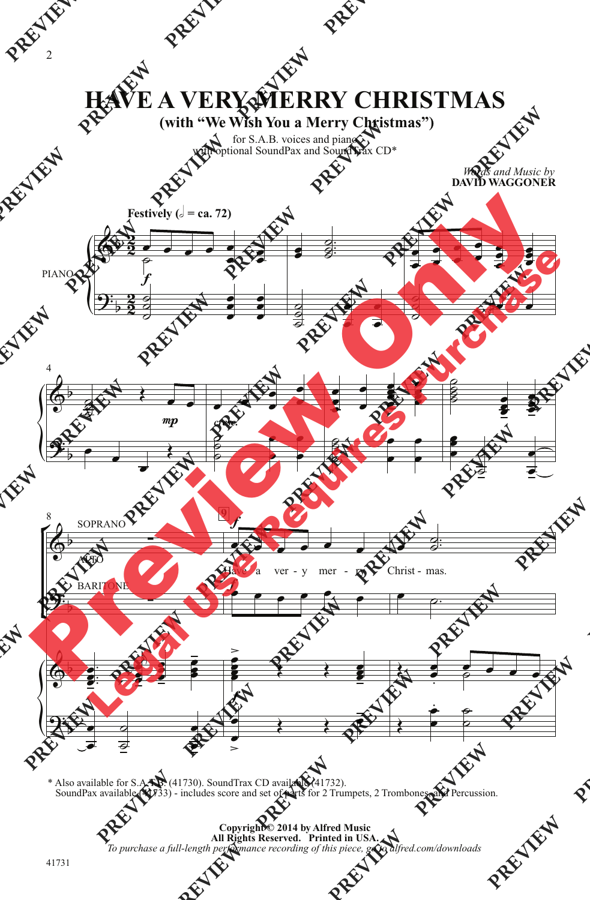# HAVE A VERY MERRY CHRISTMAS

## (with "We Wish You a Merry Christmas")

for S.A.B. voices and piano
with optional SoundPax and SoundTrax CD*

*Words and Music by*
**DAVID WAGGONER**

**Festively** (𝅗𝅥 = ca. 72)

PIANO

SOPRANO

ALTO

BARITONE

Have a ver - y mer - ry Christ - mas.

* Also available for S.A.T.B. (41730). SoundTrax CD available (41732).
SoundPax available (41733) - includes score and set of parts for 2 Trumpets, 2 Trombones, and Percussion.

**Copyright © 2014 by Alfred Music**
**All Rights Reserved. Printed in USA.**
*To purchase a full-length performance recording of this piece, go to alfred.com/downloads*

41731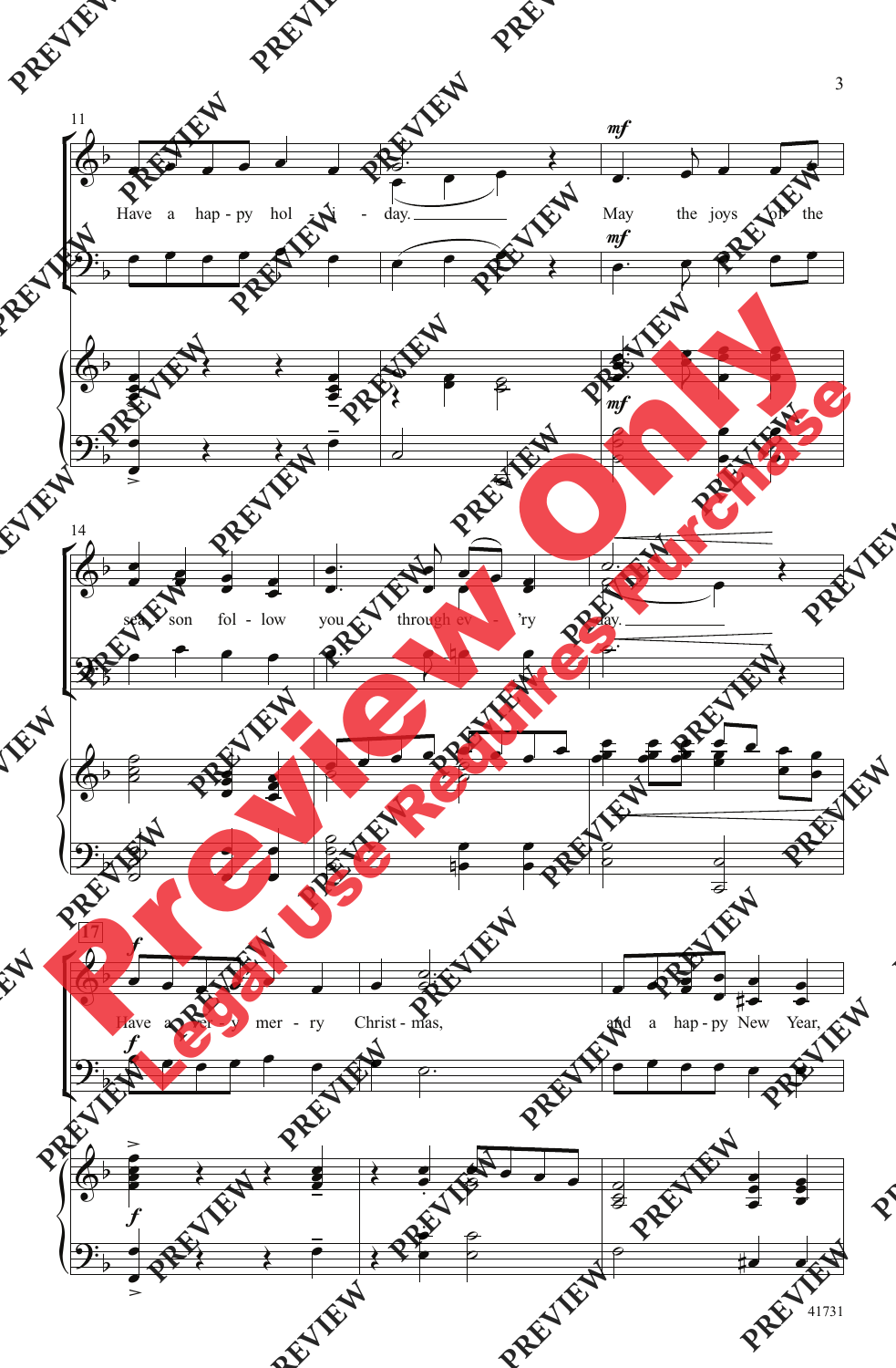Have a hap - py hol - i - day.

May the joys of the sea - son fol - low you through ev - 'ry day.

Have a ver - y mer - ry Christ - mas, and a hap - py New Year,

41731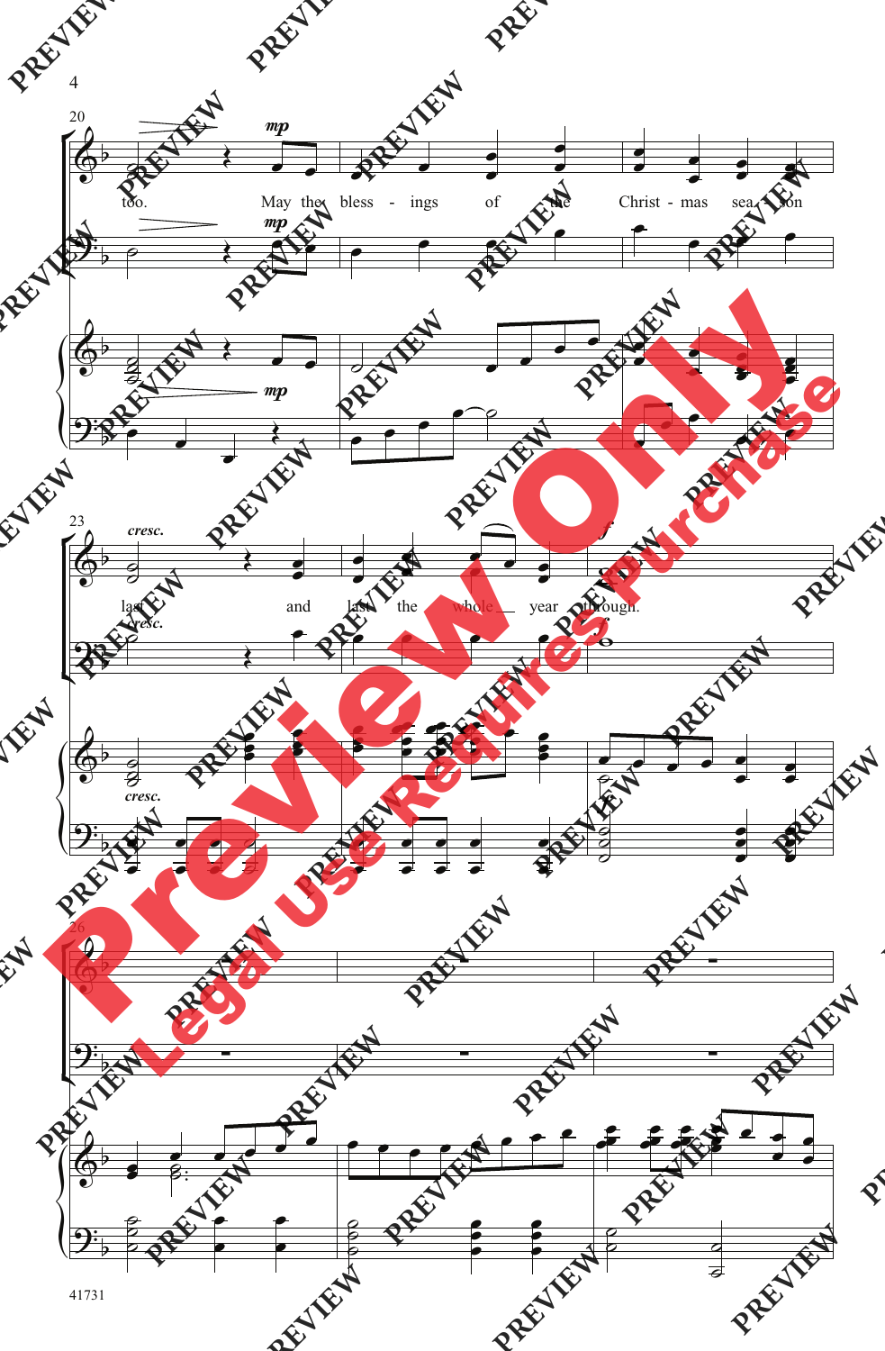too. May the bless - ings of the Christ - mas sea - son

last and last the whole year through.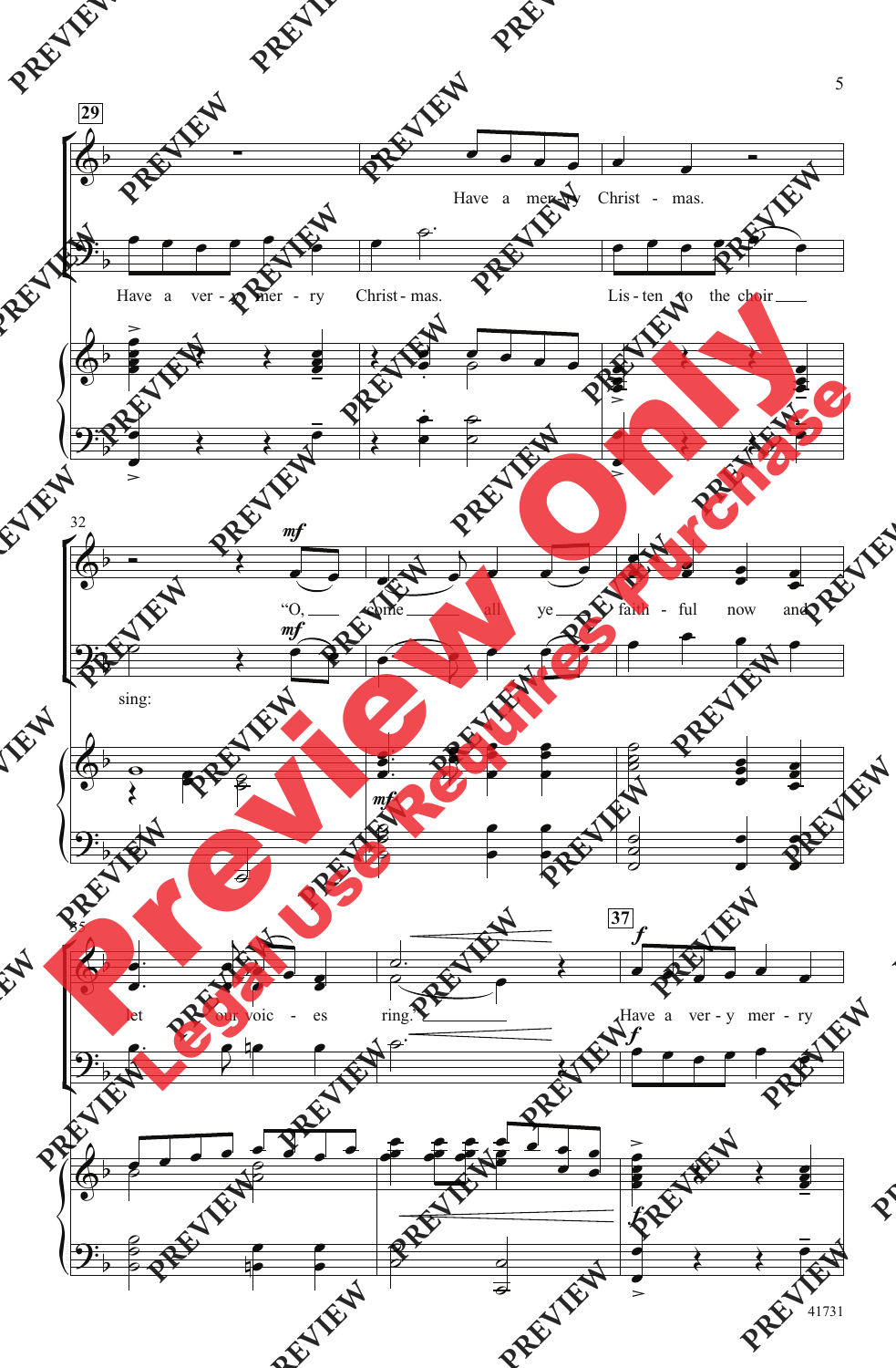29

Have a mer - ry Christ - mas.

Have a ver - y mer - ry Christ - mas. Lis - ten to the choir

32

mf

"O, come all ye faith - ful now and

sing:

mf

35

let our voic - es ring."

37

f

Have a ver - y mer - ry

f

41731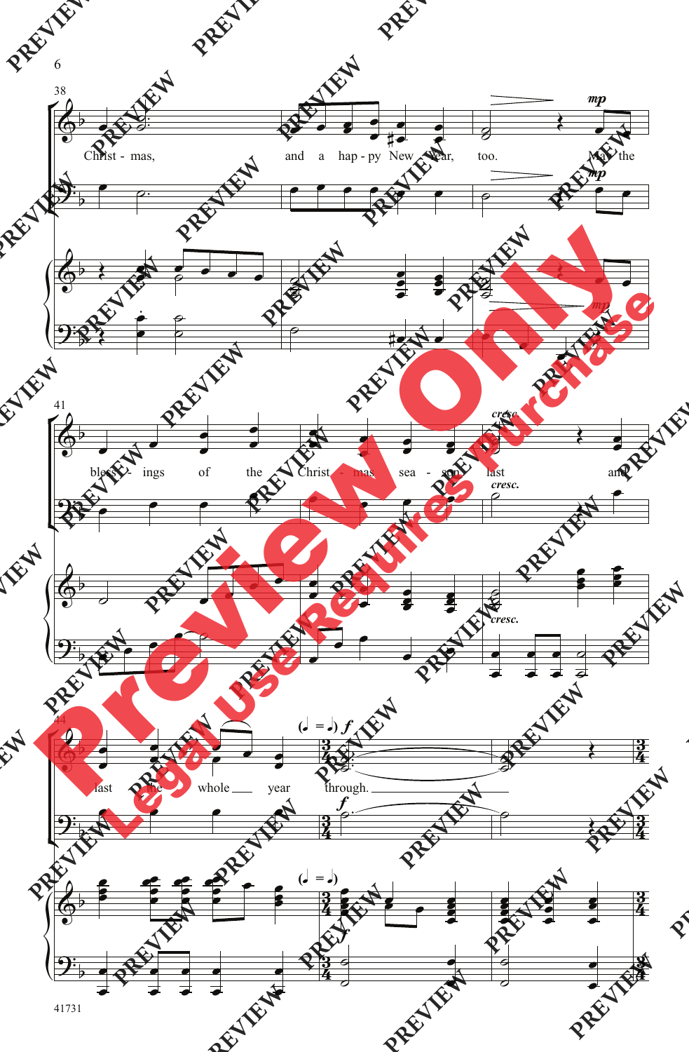Christ - mas, and a hap - py New Year, too. May the

blessings of the Christ - mas sea - son last and

last the whole year through.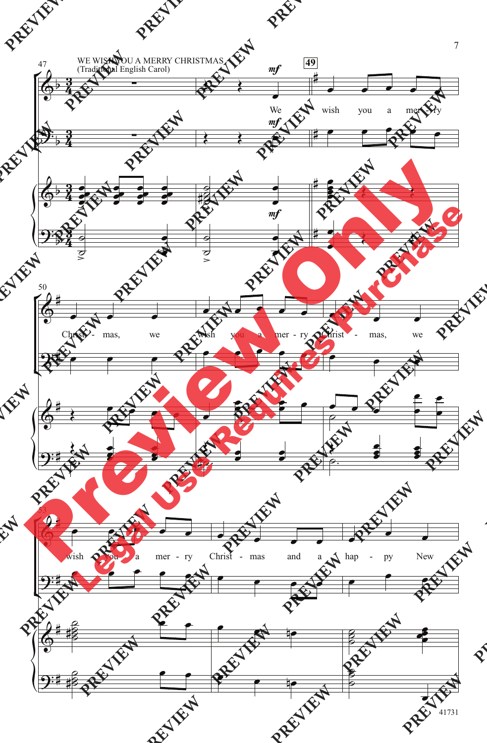WE WISH YOU A MERRY CHRISTMAS
(Traditional English Carol)

We wish you a merry Christmas, we wish you a merry Christmas, we wish you a merry Christmas and a happy New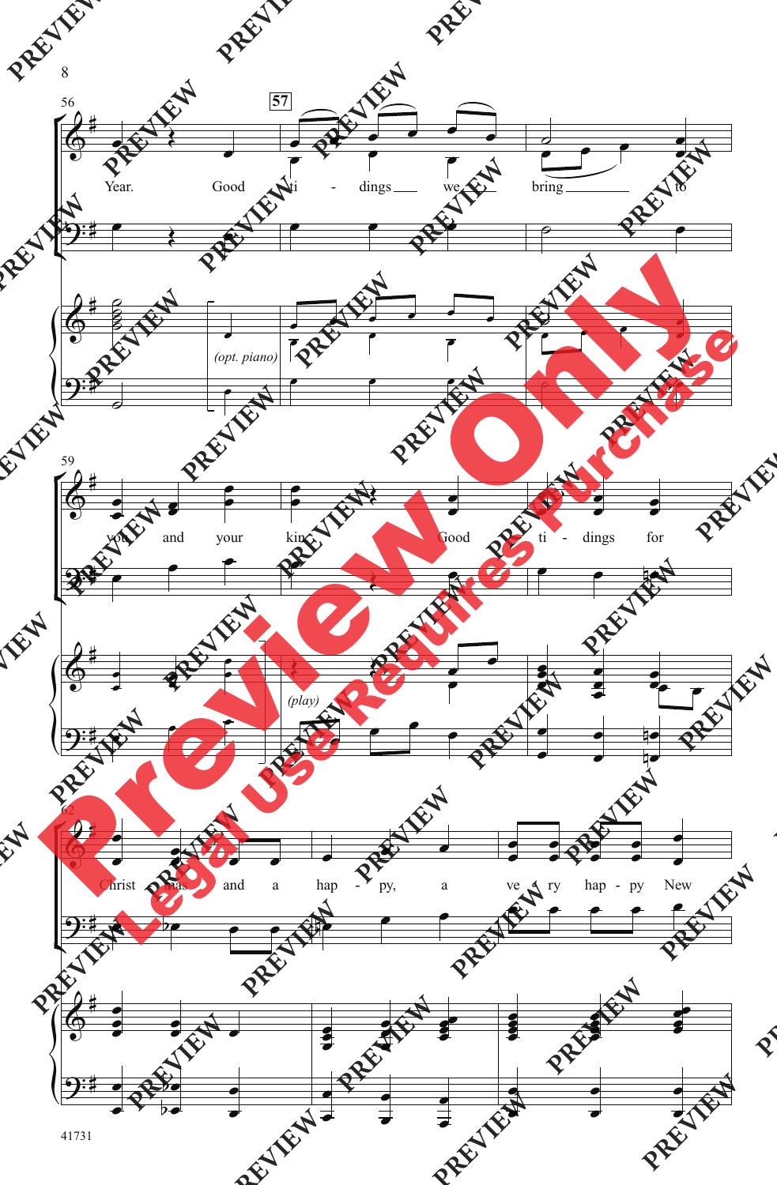Year. Good ti - dings we bring to

*(opt. piano)*

you and your kin. Good ti - dings for

*(play)*

Christ - mas and a hap - py, a ve - ry hap - py New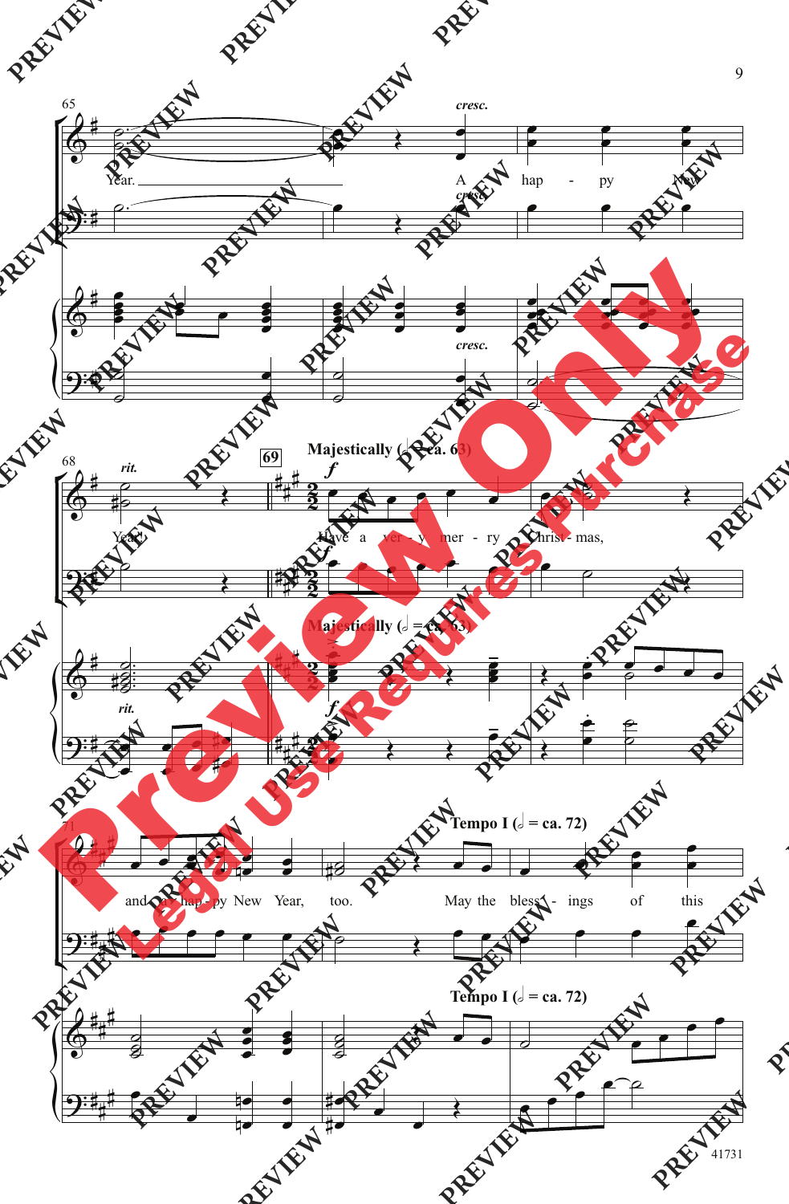65

Year. A hap - py New

cresc.

68 rit.

69 **Majestically (𝅗𝅥 = ca. 63)**

*f*

Year! Have a ver - y mer - ry Christ - mas,

71

and a hap - py New Year, too.

**Tempo I (𝅗𝅥 = ca. 72)**

May the bless - ings of this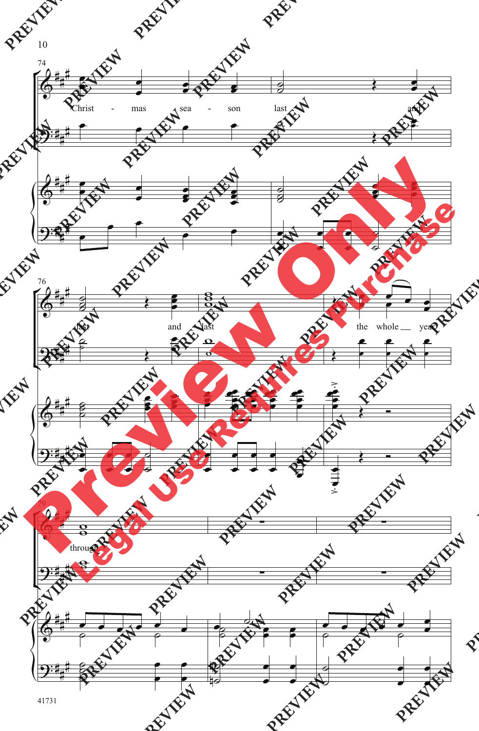74

Christ - mas sea - son last and

76

last and last the whole year

79

through